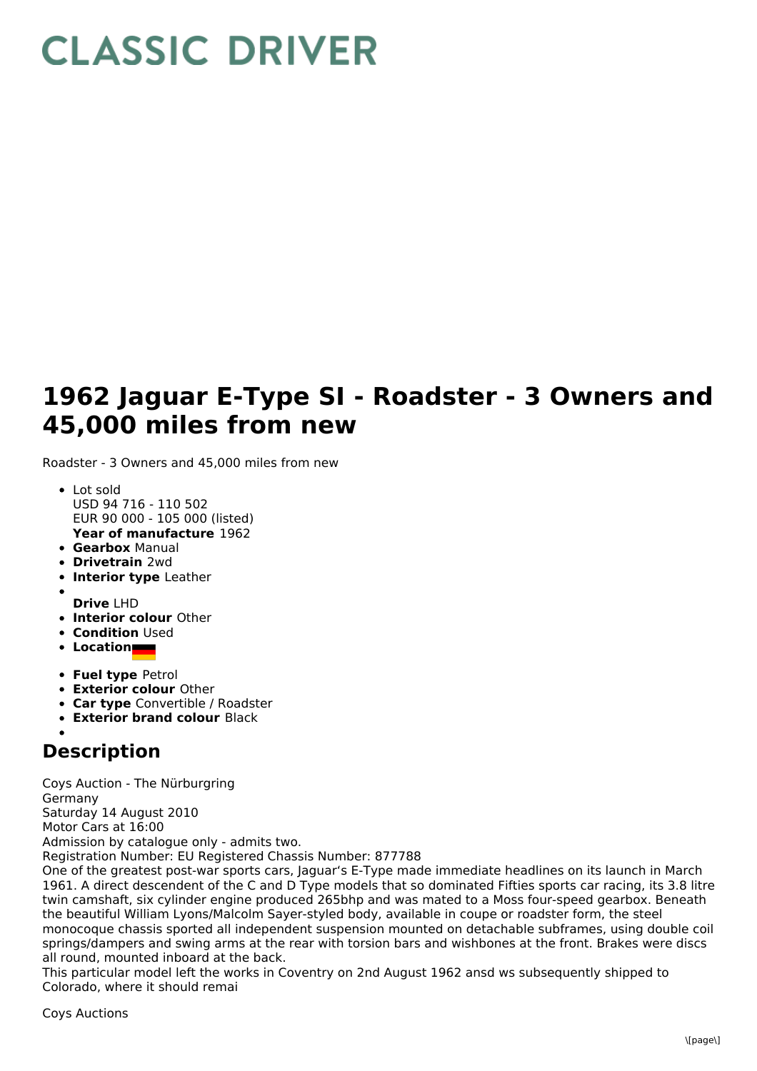# CLASSIC DRIVER

# 1962 Jaguar E-Type SI - Roadster - 3 Owners and 45,000 miles from new

Roadster - 3 Owners and 45,000 miles from new

- Lot sold
  USD 94 716 - 110 502
  EUR 90 000 - 105 000 (listed)
  **Year of manufacture** 1962
- **Gearbox** Manual
- **Drivetrain** 2wd
- **Interior type** Leather
- 
  **Drive** LHD
- **Interior colour** Other
- **Condition** Used
- **Location**
- **Fuel type** Petrol
- **Exterior colour** Other
- **Car type** Convertible / Roadster
- **Exterior brand colour** Black
- 

## Description

Coys Auction - The Nürburgring
Germany
Saturday 14 August 2010
Motor Cars at 16:00
Admission by catalogue only - admits two.
Registration Number: EU Registered Chassis Number: 877788
One of the greatest post-war sports cars, Jaguar's E-Type made immediate headlines on its launch in March 1961. A direct descendent of the C and D Type models that so dominated Fifties sports car racing, its 3.8 litre twin camshaft, six cylinder engine produced 265bhp and was mated to a Moss four-speed gearbox. Beneath the beautiful William Lyons/Malcolm Sayer-styled body, available in coupe or roadster form, the steel monocoque chassis sported all independent suspension mounted on detachable subframes, using double coil springs/dampers and swing arms at the rear with torsion bars and wishbones at the front. Brakes were discs all round, mounted inboard at the back.
This particular model left the works in Coventry on 2nd August 1962 ansd ws subsequently shipped to Colorado, where it should remai

Coys Auctions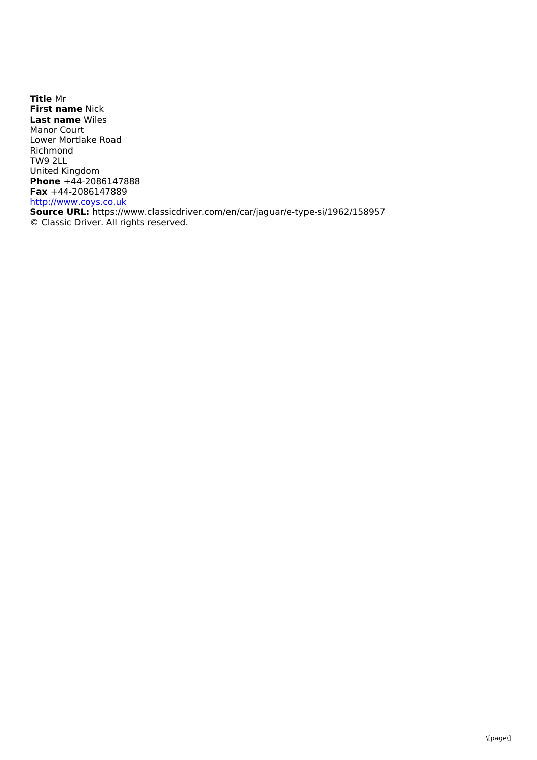**Title** Mr  
**First name** Nick  
**Last name** Wiles  
Manor Court  
Lower Mortlake Road  
Richmond  
TW9 2LL  
United Kingdom  
**Phone** +44-2086147888  
**Fax** +44-2086147889  
[http://www.coys.co.uk](http://www.coys.co.uk)  
**Source URL:** https://www.classicdriver.com/en/car/jaguar/e-type-si/1962/158957  
© Classic Driver. All rights reserved.